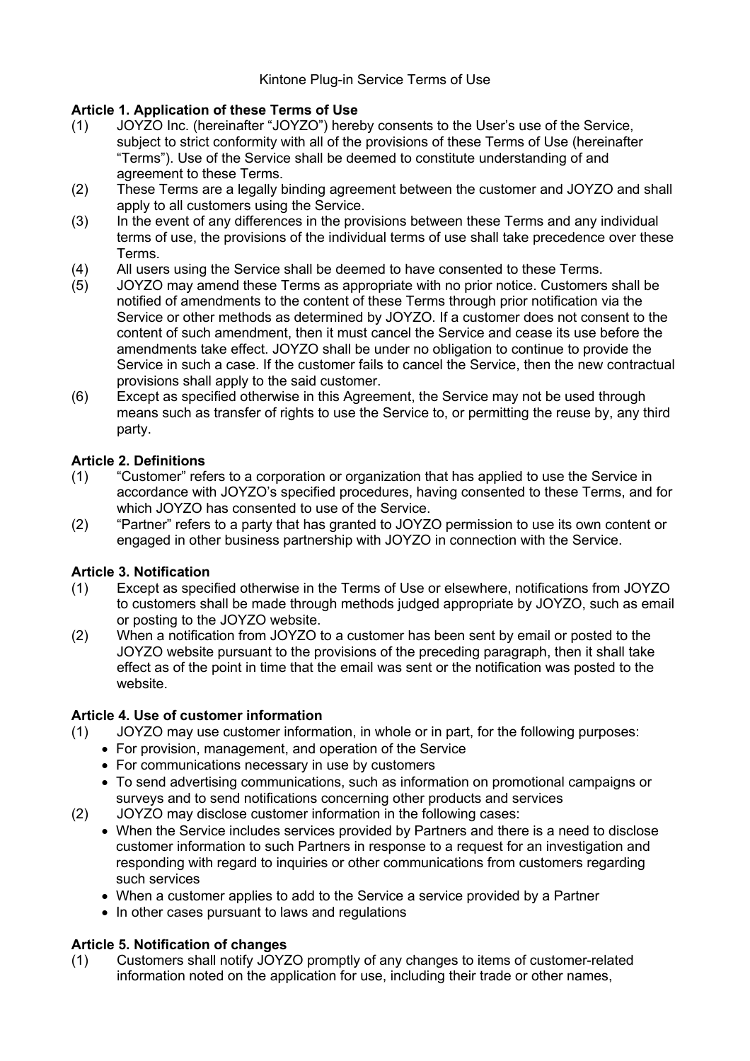Kintone Plug-in Service Terms of Use

**Article 1. Application of these Terms of Use**

(1) JOYZO Inc. (hereinafter "JOYZO") hereby consents to the User's use of the Service, subject to strict conformity with all of the provisions of these Terms of Use (hereinafter "Terms"). Use of the Service shall be deemed to constitute understanding of and agreement to these Terms.

(2) These Terms are a legally binding agreement between the customer and JOYZO and shall apply to all customers using the Service.

(3) In the event of any differences in the provisions between these Terms and any individual terms of use, the provisions of the individual terms of use shall take precedence over these Terms.

(4) All users using the Service shall be deemed to have consented to these Terms.

(5) JOYZO may amend these Terms as appropriate with no prior notice. Customers shall be notified of amendments to the content of these Terms through prior notification via the Service or other methods as determined by JOYZO. If a customer does not consent to the content of such amendment, then it must cancel the Service and cease its use before the amendments take effect. JOYZO shall be under no obligation to continue to provide the Service in such a case. If the customer fails to cancel the Service, then the new contractual provisions shall apply to the said customer.

(6) Except as specified otherwise in this Agreement, the Service may not be used through means such as transfer of rights to use the Service to, or permitting the reuse by, any third party.

**Article 2. Definitions**

(1) "Customer" refers to a corporation or organization that has applied to use the Service in accordance with JOYZO's specified procedures, having consented to these Terms, and for which JOYZO has consented to use of the Service.

(2) "Partner" refers to a party that has granted to JOYZO permission to use its own content or engaged in other business partnership with JOYZO in connection with the Service.

**Article 3. Notification**

(1) Except as specified otherwise in the Terms of Use or elsewhere, notifications from JOYZO to customers shall be made through methods judged appropriate by JOYZO, such as email or posting to the JOYZO website.

(2) When a notification from JOYZO to a customer has been sent by email or posted to the JOYZO website pursuant to the provisions of the preceding paragraph, then it shall take effect as of the point in time that the email was sent or the notification was posted to the website.

**Article 4. Use of customer information**

(1) JOYZO may use customer information, in whole or in part, for the following purposes:
- For provision, management, and operation of the Service
- For communications necessary in use by customers
- To send advertising communications, such as information on promotional campaigns or surveys and to send notifications concerning other products and services

(2) JOYZO may disclose customer information in the following cases:
- When the Service includes services provided by Partners and there is a need to disclose customer information to such Partners in response to a request for an investigation and responding with regard to inquiries or other communications from customers regarding such services
- When a customer applies to add to the Service a service provided by a Partner
- In other cases pursuant to laws and regulations

**Article 5. Notification of changes**

(1) Customers shall notify JOYZO promptly of any changes to items of customer-related information noted on the application for use, including their trade or other names,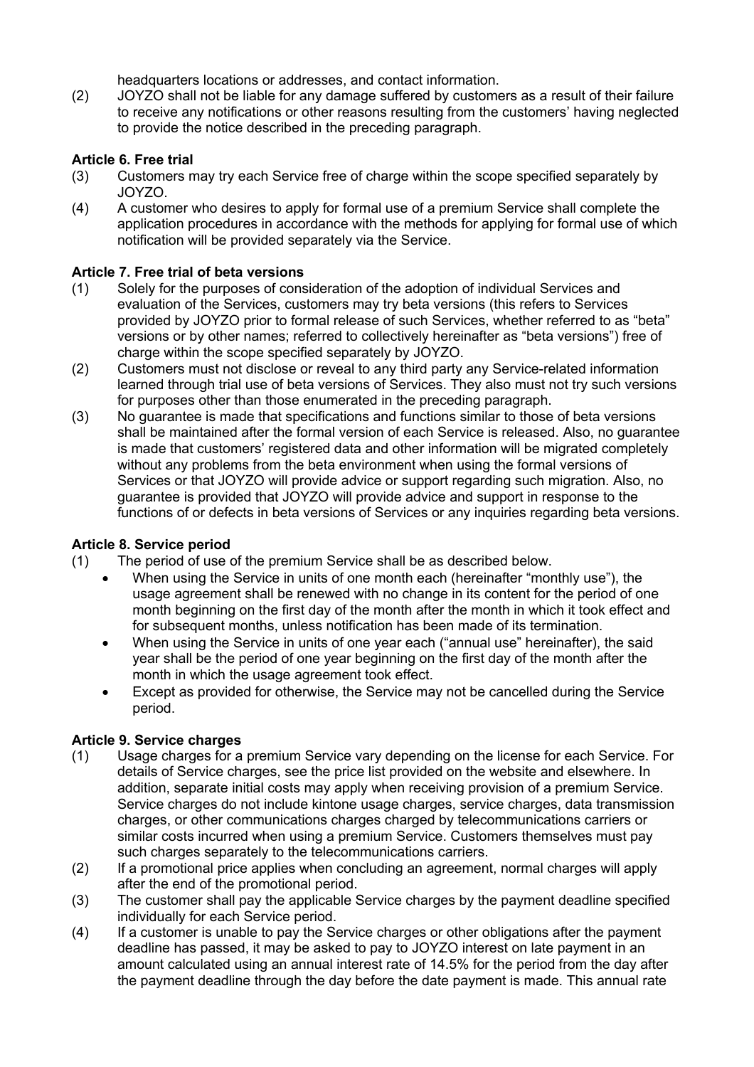headquarters locations or addresses, and contact information.

(2) JOYZO shall not be liable for any damage suffered by customers as a result of their failure to receive any notifications or other reasons resulting from the customers' having neglected to provide the notice described in the preceding paragraph.

**Article 6. Free trial**

(3) Customers may try each Service free of charge within the scope specified separately by JOYZO.

(4) A customer who desires to apply for formal use of a premium Service shall complete the application procedures in accordance with the methods for applying for formal use of which notification will be provided separately via the Service.

**Article 7. Free trial of beta versions**

(1) Solely for the purposes of consideration of the adoption of individual Services and evaluation of the Services, customers may try beta versions (this refers to Services provided by JOYZO prior to formal release of such Services, whether referred to as "beta" versions or by other names; referred to collectively hereinafter as "beta versions") free of charge within the scope specified separately by JOYZO.

(2) Customers must not disclose or reveal to any third party any Service-related information learned through trial use of beta versions of Services. They also must not try such versions for purposes other than those enumerated in the preceding paragraph.

(3) No guarantee is made that specifications and functions similar to those of beta versions shall be maintained after the formal version of each Service is released. Also, no guarantee is made that customers' registered data and other information will be migrated completely without any problems from the beta environment when using the formal versions of Services or that JOYZO will provide advice or support regarding such migration. Also, no guarantee is provided that JOYZO will provide advice and support in response to the functions of or defects in beta versions of Services or any inquiries regarding beta versions.

**Article 8. Service period**

(1) The period of use of the premium Service shall be as described below.

- When using the Service in units of one month each (hereinafter "monthly use"), the usage agreement shall be renewed with no change in its content for the period of one month beginning on the first day of the month after the month in which it took effect and for subsequent months, unless notification has been made of its termination.
- When using the Service in units of one year each ("annual use" hereinafter), the said year shall be the period of one year beginning on the first day of the month after the month in which the usage agreement took effect.
- Except as provided for otherwise, the Service may not be cancelled during the Service period.

**Article 9. Service charges**

(1) Usage charges for a premium Service vary depending on the license for each Service. For details of Service charges, see the price list provided on the website and elsewhere. In addition, separate initial costs may apply when receiving provision of a premium Service. Service charges do not include kintone usage charges, service charges, data transmission charges, or other communications charges charged by telecommunications carriers or similar costs incurred when using a premium Service. Customers themselves must pay such charges separately to the telecommunications carriers.

(2) If a promotional price applies when concluding an agreement, normal charges will apply after the end of the promotional period.

(3) The customer shall pay the applicable Service charges by the payment deadline specified individually for each Service period.

(4) If a customer is unable to pay the Service charges or other obligations after the payment deadline has passed, it may be asked to pay to JOYZO interest on late payment in an amount calculated using an annual interest rate of 14.5% for the period from the day after the payment deadline through the day before the date payment is made. This annual rate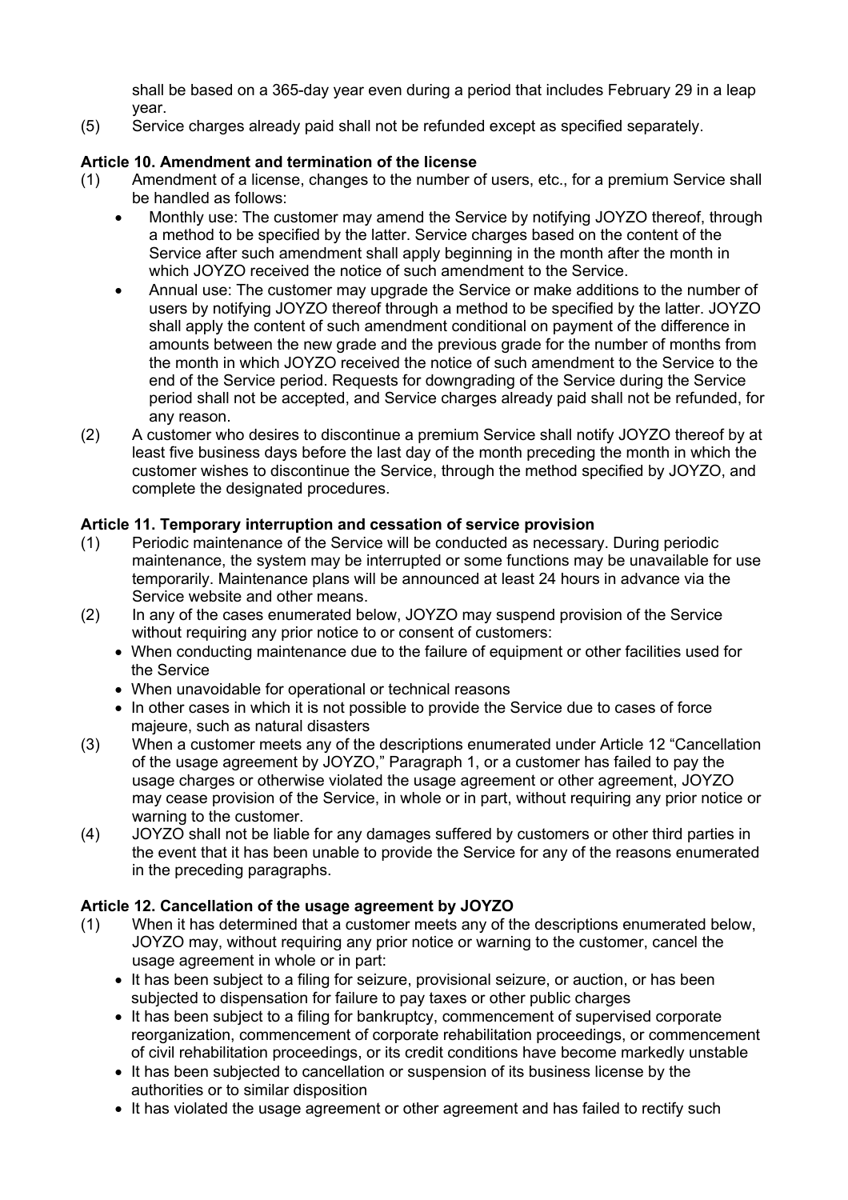shall be based on a 365-day year even during a period that includes February 29 in a leap year.

(5) Service charges already paid shall not be refunded except as specified separately.

**Article 10. Amendment and termination of the license**

(1) Amendment of a license, changes to the number of users, etc., for a premium Service shall be handled as follows:

- Monthly use: The customer may amend the Service by notifying JOYZO thereof, through a method to be specified by the latter. Service charges based on the content of the Service after such amendment shall apply beginning in the month after the month in which JOYZO received the notice of such amendment to the Service.
- Annual use: The customer may upgrade the Service or make additions to the number of users by notifying JOYZO thereof through a method to be specified by the latter. JOYZO shall apply the content of such amendment conditional on payment of the difference in amounts between the new grade and the previous grade for the number of months from the month in which JOYZO received the notice of such amendment to the Service to the end of the Service period. Requests for downgrading of the Service during the Service period shall not be accepted, and Service charges already paid shall not be refunded, for any reason.

(2) A customer who desires to discontinue a premium Service shall notify JOYZO thereof by at least five business days before the last day of the month preceding the month in which the customer wishes to discontinue the Service, through the method specified by JOYZO, and complete the designated procedures.

**Article 11. Temporary interruption and cessation of service provision**

(1) Periodic maintenance of the Service will be conducted as necessary. During periodic maintenance, the system may be interrupted or some functions may be unavailable for use temporarily. Maintenance plans will be announced at least 24 hours in advance via the Service website and other means.

(2) In any of the cases enumerated below, JOYZO may suspend provision of the Service without requiring any prior notice to or consent of customers:

- When conducting maintenance due to the failure of equipment or other facilities used for the Service
- When unavoidable for operational or technical reasons
- In other cases in which it is not possible to provide the Service due to cases of force majeure, such as natural disasters

(3) When a customer meets any of the descriptions enumerated under Article 12 "Cancellation of the usage agreement by JOYZO," Paragraph 1, or a customer has failed to pay the usage charges or otherwise violated the usage agreement or other agreement, JOYZO may cease provision of the Service, in whole or in part, without requiring any prior notice or warning to the customer.

(4) JOYZO shall not be liable for any damages suffered by customers or other third parties in the event that it has been unable to provide the Service for any of the reasons enumerated in the preceding paragraphs.

**Article 12. Cancellation of the usage agreement by JOYZO**

(1) When it has determined that a customer meets any of the descriptions enumerated below, JOYZO may, without requiring any prior notice or warning to the customer, cancel the usage agreement in whole or in part:

- It has been subject to a filing for seizure, provisional seizure, or auction, or has been subjected to dispensation for failure to pay taxes or other public charges
- It has been subject to a filing for bankruptcy, commencement of supervised corporate reorganization, commencement of corporate rehabilitation proceedings, or commencement of civil rehabilitation proceedings, or its credit conditions have become markedly unstable
- It has been subjected to cancellation or suspension of its business license by the authorities or to similar disposition
- It has violated the usage agreement or other agreement and has failed to rectify such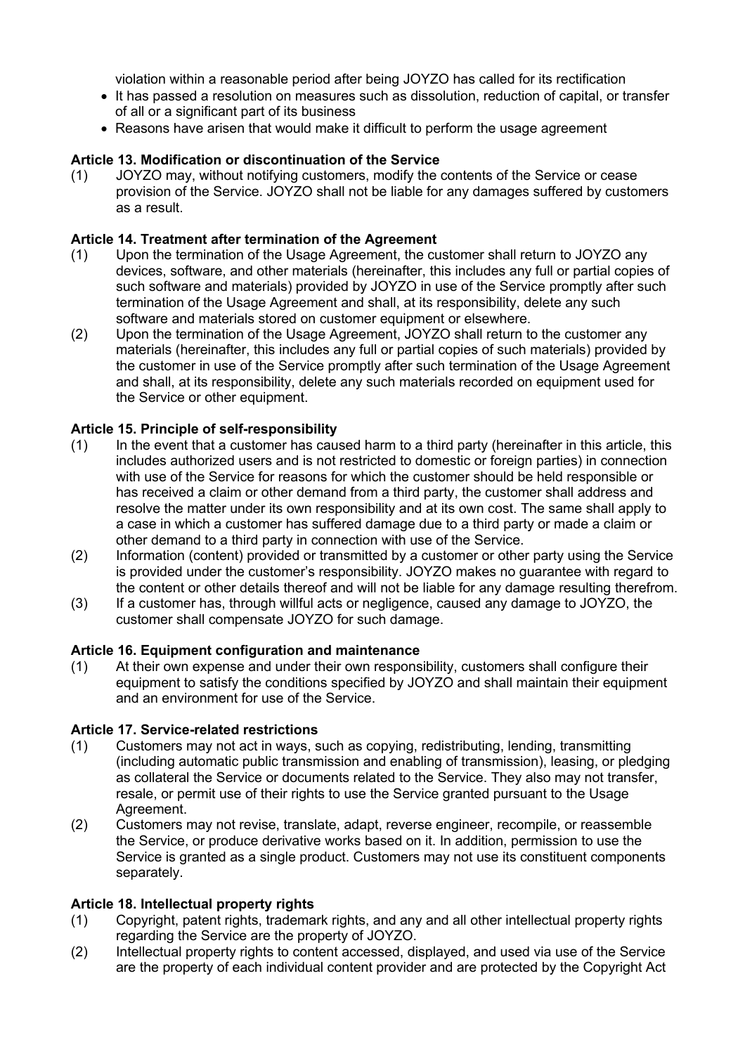violation within a reasonable period after being JOYZO has called for its rectification

- It has passed a resolution on measures such as dissolution, reduction of capital, or transfer of all or a significant part of its business
- Reasons have arisen that would make it difficult to perform the usage agreement

**Article 13. Modification or discontinuation of the Service**

(1) JOYZO may, without notifying customers, modify the contents of the Service or cease provision of the Service. JOYZO shall not be liable for any damages suffered by customers as a result.

**Article 14. Treatment after termination of the Agreement**

(1) Upon the termination of the Usage Agreement, the customer shall return to JOYZO any devices, software, and other materials (hereinafter, this includes any full or partial copies of such software and materials) provided by JOYZO in use of the Service promptly after such termination of the Usage Agreement and shall, at its responsibility, delete any such software and materials stored on customer equipment or elsewhere.

(2) Upon the termination of the Usage Agreement, JOYZO shall return to the customer any materials (hereinafter, this includes any full or partial copies of such materials) provided by the customer in use of the Service promptly after such termination of the Usage Agreement and shall, at its responsibility, delete any such materials recorded on equipment used for the Service or other equipment.

**Article 15. Principle of self-responsibility**

(1) In the event that a customer has caused harm to a third party (hereinafter in this article, this includes authorized users and is not restricted to domestic or foreign parties) in connection with use of the Service for reasons for which the customer should be held responsible or has received a claim or other demand from a third party, the customer shall address and resolve the matter under its own responsibility and at its own cost. The same shall apply to a case in which a customer has suffered damage due to a third party or made a claim or other demand to a third party in connection with use of the Service.

(2) Information (content) provided or transmitted by a customer or other party using the Service is provided under the customer's responsibility. JOYZO makes no guarantee with regard to the content or other details thereof and will not be liable for any damage resulting therefrom.

(3) If a customer has, through willful acts or negligence, caused any damage to JOYZO, the customer shall compensate JOYZO for such damage.

**Article 16. Equipment configuration and maintenance**

(1) At their own expense and under their own responsibility, customers shall configure their equipment to satisfy the conditions specified by JOYZO and shall maintain their equipment and an environment for use of the Service.

**Article 17. Service-related restrictions**

(1) Customers may not act in ways, such as copying, redistributing, lending, transmitting (including automatic public transmission and enabling of transmission), leasing, or pledging as collateral the Service or documents related to the Service. They also may not transfer, resale, or permit use of their rights to use the Service granted pursuant to the Usage Agreement.

(2) Customers may not revise, translate, adapt, reverse engineer, recompile, or reassemble the Service, or produce derivative works based on it. In addition, permission to use the Service is granted as a single product. Customers may not use its constituent components separately.

**Article 18. Intellectual property rights**

(1) Copyright, patent rights, trademark rights, and any and all other intellectual property rights regarding the Service are the property of JOYZO.

(2) Intellectual property rights to content accessed, displayed, and used via use of the Service are the property of each individual content provider and are protected by the Copyright Act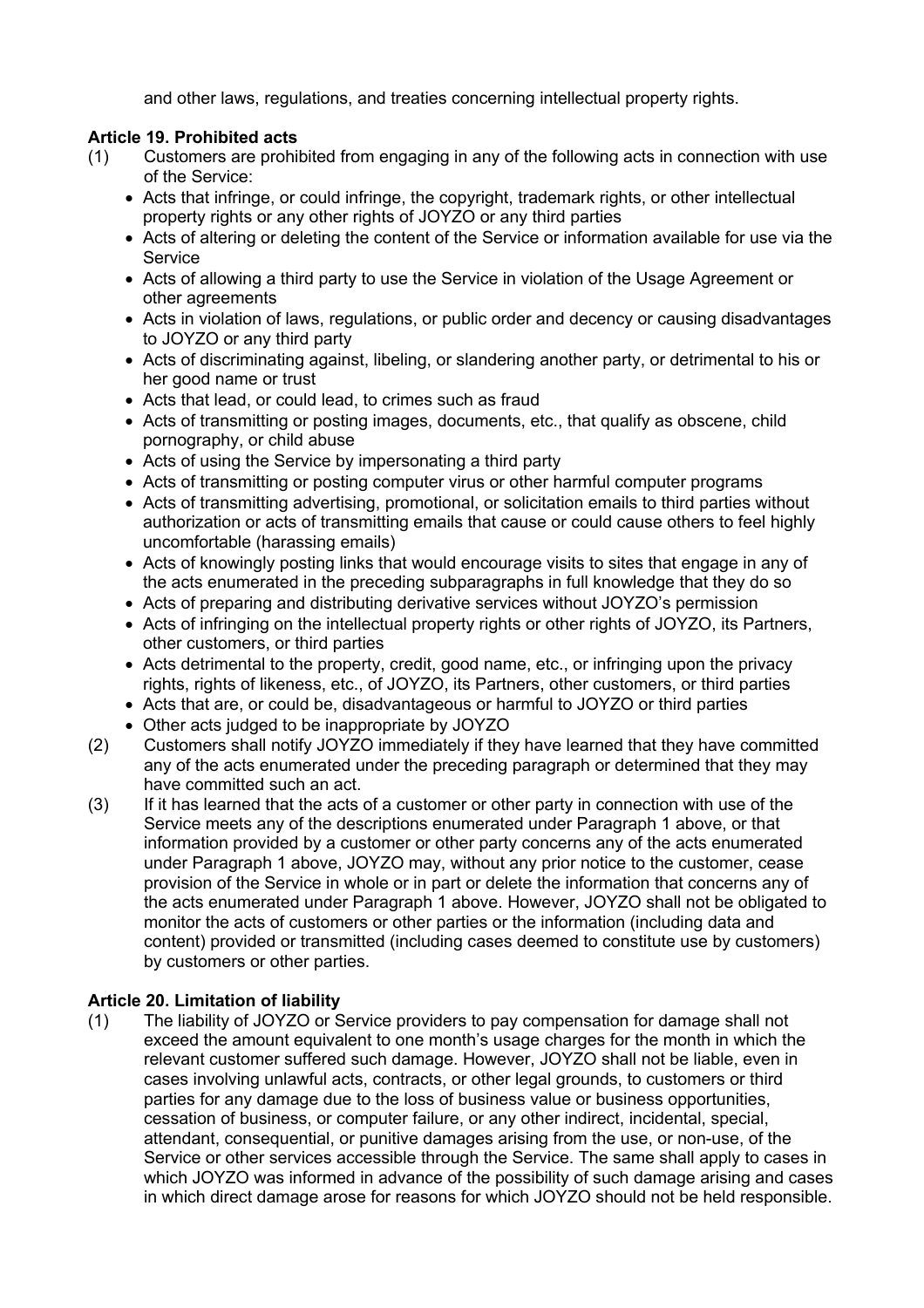and other laws, regulations, and treaties concerning intellectual property rights.

**Article 19. Prohibited acts**

(1) Customers are prohibited from engaging in any of the following acts in connection with use of the Service:

- Acts that infringe, or could infringe, the copyright, trademark rights, or other intellectual property rights or any other rights of JOYZO or any third parties
- Acts of altering or deleting the content of the Service or information available for use via the Service
- Acts of allowing a third party to use the Service in violation of the Usage Agreement or other agreements
- Acts in violation of laws, regulations, or public order and decency or causing disadvantages to JOYZO or any third party
- Acts of discriminating against, libeling, or slandering another party, or detrimental to his or her good name or trust
- Acts that lead, or could lead, to crimes such as fraud
- Acts of transmitting or posting images, documents, etc., that qualify as obscene, child pornography, or child abuse
- Acts of using the Service by impersonating a third party
- Acts of transmitting or posting computer virus or other harmful computer programs
- Acts of transmitting advertising, promotional, or solicitation emails to third parties without authorization or acts of transmitting emails that cause or could cause others to feel highly uncomfortable (harassing emails)
- Acts of knowingly posting links that would encourage visits to sites that engage in any of the acts enumerated in the preceding subparagraphs in full knowledge that they do so
- Acts of preparing and distributing derivative services without JOYZO's permission
- Acts of infringing on the intellectual property rights or other rights of JOYZO, its Partners, other customers, or third parties
- Acts detrimental to the property, credit, good name, etc., or infringing upon the privacy rights, rights of likeness, etc., of JOYZO, its Partners, other customers, or third parties
- Acts that are, or could be, disadvantageous or harmful to JOYZO or third parties
- Other acts judged to be inappropriate by JOYZO

(2) Customers shall notify JOYZO immediately if they have learned that they have committed any of the acts enumerated under the preceding paragraph or determined that they may have committed such an act.

(3) If it has learned that the acts of a customer or other party in connection with use of the Service meets any of the descriptions enumerated under Paragraph 1 above, or that information provided by a customer or other party concerns any of the acts enumerated under Paragraph 1 above, JOYZO may, without any prior notice to the customer, cease provision of the Service in whole or in part or delete the information that concerns any of the acts enumerated under Paragraph 1 above. However, JOYZO shall not be obligated to monitor the acts of customers or other parties or the information (including data and content) provided or transmitted (including cases deemed to constitute use by customers) by customers or other parties.

**Article 20. Limitation of liability**

(1) The liability of JOYZO or Service providers to pay compensation for damage shall not exceed the amount equivalent to one month's usage charges for the month in which the relevant customer suffered such damage. However, JOYZO shall not be liable, even in cases involving unlawful acts, contracts, or other legal grounds, to customers or third parties for any damage due to the loss of business value or business opportunities, cessation of business, or computer failure, or any other indirect, incidental, special, attendant, consequential, or punitive damages arising from the use, or non-use, of the Service or other services accessible through the Service. The same shall apply to cases in which JOYZO was informed in advance of the possibility of such damage arising and cases in which direct damage arose for reasons for which JOYZO should not be held responsible.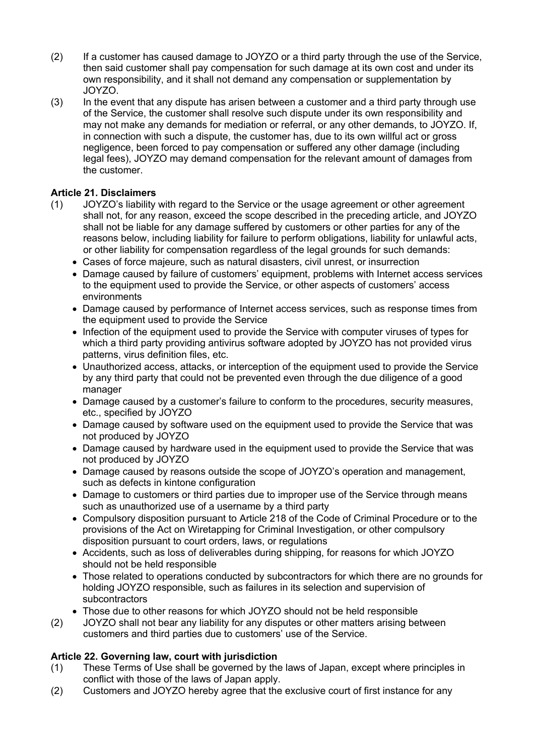(2) If a customer has caused damage to JOYZO or a third party through the use of the Service, then said customer shall pay compensation for such damage at its own cost and under its own responsibility, and it shall not demand any compensation or supplementation by JOYZO.

(3) In the event that any dispute has arisen between a customer and a third party through use of the Service, the customer shall resolve such dispute under its own responsibility and may not make any demands for mediation or referral, or any other demands, to JOYZO. If, in connection with such a dispute, the customer has, due to its own willful act or gross negligence, been forced to pay compensation or suffered any other damage (including legal fees), JOYZO may demand compensation for the relevant amount of damages from the customer.

**Article 21. Disclaimers**

(1) JOYZO's liability with regard to the Service or the usage agreement or other agreement shall not, for any reason, exceed the scope described in the preceding article, and JOYZO shall not be liable for any damage suffered by customers or other parties for any of the reasons below, including liability for failure to perform obligations, liability for unlawful acts, or other liability for compensation regardless of the legal grounds for such demands:

- Cases of force majeure, such as natural disasters, civil unrest, or insurrection
- Damage caused by failure of customers' equipment, problems with Internet access services to the equipment used to provide the Service, or other aspects of customers' access environments
- Damage caused by performance of Internet access services, such as response times from the equipment used to provide the Service
- Infection of the equipment used to provide the Service with computer viruses of types for which a third party providing antivirus software adopted by JOYZO has not provided virus patterns, virus definition files, etc.
- Unauthorized access, attacks, or interception of the equipment used to provide the Service by any third party that could not be prevented even through the due diligence of a good manager
- Damage caused by a customer's failure to conform to the procedures, security measures, etc., specified by JOYZO
- Damage caused by software used on the equipment used to provide the Service that was not produced by JOYZO
- Damage caused by hardware used in the equipment used to provide the Service that was not produced by JOYZO
- Damage caused by reasons outside the scope of JOYZO's operation and management, such as defects in kintone configuration
- Damage to customers or third parties due to improper use of the Service through means such as unauthorized use of a username by a third party
- Compulsory disposition pursuant to Article 218 of the Code of Criminal Procedure or to the provisions of the Act on Wiretapping for Criminal Investigation, or other compulsory disposition pursuant to court orders, laws, or regulations
- Accidents, such as loss of deliverables during shipping, for reasons for which JOYZO should not be held responsible
- Those related to operations conducted by subcontractors for which there are no grounds for holding JOYZO responsible, such as failures in its selection and supervision of subcontractors
- Those due to other reasons for which JOYZO should not be held responsible

(2) JOYZO shall not bear any liability for any disputes or other matters arising between customers and third parties due to customers' use of the Service.

**Article 22. Governing law, court with jurisdiction**

(1) These Terms of Use shall be governed by the laws of Japan, except where principles in conflict with those of the laws of Japan apply.

(2) Customers and JOYZO hereby agree that the exclusive court of first instance for any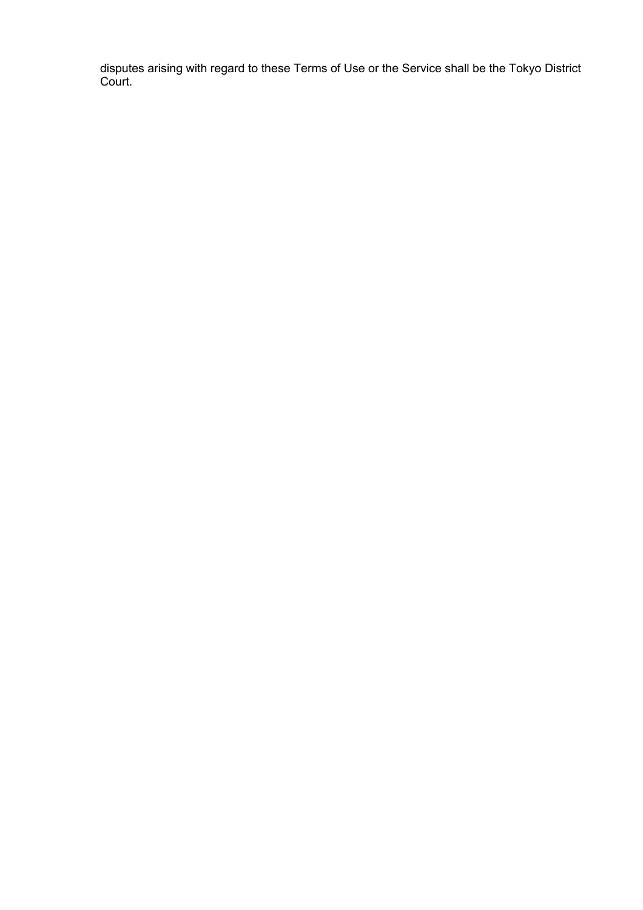disputes arising with regard to these Terms of Use or the Service shall be the Tokyo District Court.